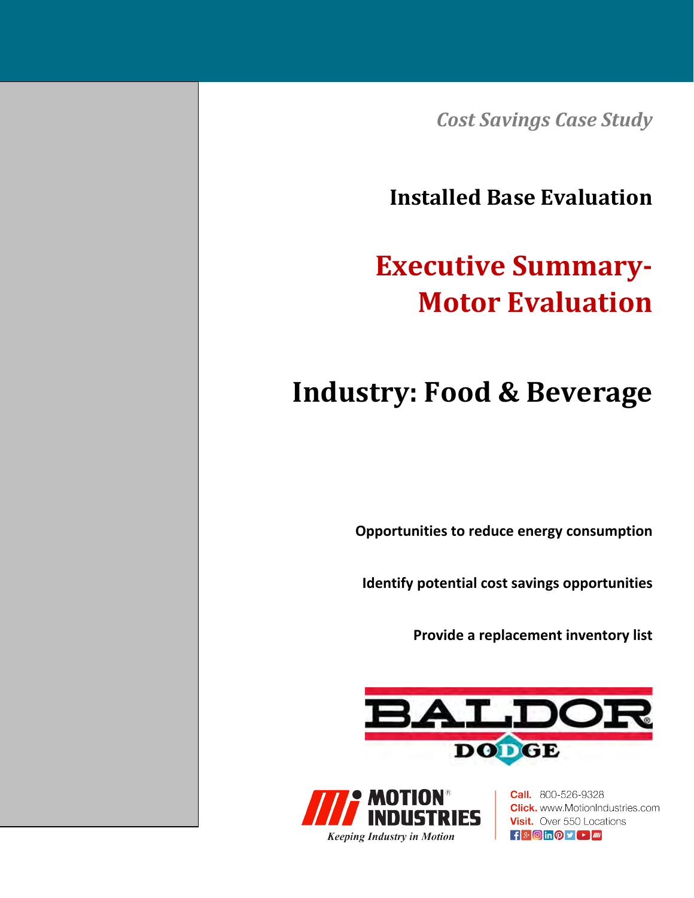*Cost Savings Case Study*

## Installed Base Evaluation

# Executive Summary- Motor Evaluation

# Industry: Food & Beverage

**Opportunities to reduce energy consumption**

**Identify potential cost savings opportunities**

**Provide a replacement inventory list**

BALDOR DODGE

MOTION® INDUSTRIES
*Keeping Industry in Motion*

**Call.** 800-526-9328
**Click.** www.MotionIndustries.com
**Visit.** Over 550 Locations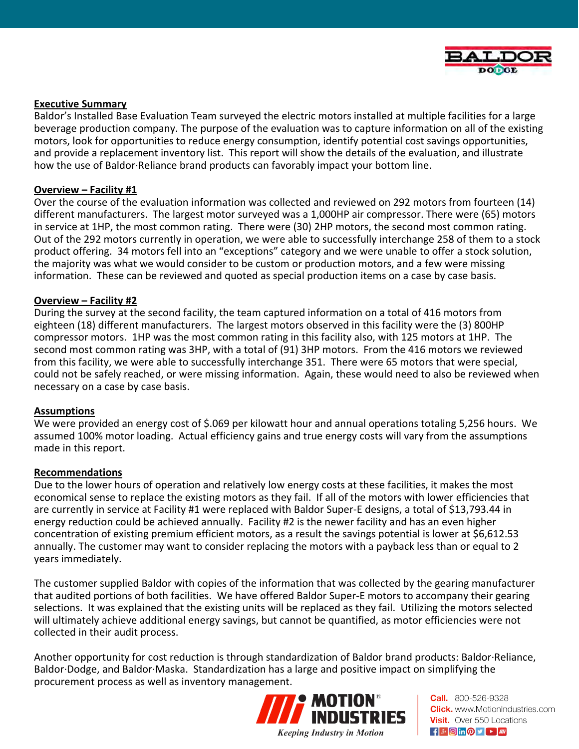## Executive Summary

Baldor's Installed Base Evaluation Team surveyed the electric motors installed at multiple facilities for a large beverage production company. The purpose of the evaluation was to capture information on all of the existing motors, look for opportunities to reduce energy consumption, identify potential cost savings opportunities, and provide a replacement inventory list. This report will show the details of the evaluation, and illustrate how the use of Baldor·Reliance brand products can favorably impact your bottom line.

## Overview – Facility #1

Over the course of the evaluation information was collected and reviewed on 292 motors from fourteen (14) different manufacturers. The largest motor surveyed was a 1,000HP air compressor. There were (65) motors in service at 1HP, the most common rating. There were (30) 2HP motors, the second most common rating. Out of the 292 motors currently in operation, we were able to successfully interchange 258 of them to a stock product offering. 34 motors fell into an "exceptions" category and we were unable to offer a stock solution, the majority was what we would consider to be custom or production motors, and a few were missing information. These can be reviewed and quoted as special production items on a case by case basis.

## Overview – Facility #2

During the survey at the second facility, the team captured information on a total of 416 motors from eighteen (18) different manufacturers. The largest motors observed in this facility were the (3) 800HP compressor motors. 1HP was the most common rating in this facility also, with 125 motors at 1HP. The second most common rating was 3HP, with a total of (91) 3HP motors. From the 416 motors we reviewed from this facility, we were able to successfully interchange 351. There were 65 motors that were special, could not be safely reached, or were missing information. Again, these would need to also be reviewed when necessary on a case by case basis.

## Assumptions

We were provided an energy cost of $.069 per kilowatt hour and annual operations totaling 5,256 hours. We assumed 100% motor loading. Actual efficiency gains and true energy costs will vary from the assumptions made in this report.

## Recommendations

Due to the lower hours of operation and relatively low energy costs at these facilities, it makes the most economical sense to replace the existing motors as they fail. If all of the motors with lower efficiencies that are currently in service at Facility #1 were replaced with Baldor Super-E designs, a total of $13,793.44 in energy reduction could be achieved annually. Facility #2 is the newer facility and has an even higher concentration of existing premium efficient motors, as a result the savings potential is lower at $6,612.53 annually. The customer may want to consider replacing the motors with a payback less than or equal to 2 years immediately.

The customer supplied Baldor with copies of the information that was collected by the gearing manufacturer that audited portions of both facilities. We have offered Baldor Super-E motors to accompany their gearing selections. It was explained that the existing units will be replaced as they fail. Utilizing the motors selected will ultimately achieve additional energy savings, but cannot be quantified, as motor efficiencies were not collected in their audit process.

Another opportunity for cost reduction is through standardization of Baldor brand products: Baldor·Reliance, Baldor·Dodge, and Baldor·Maska. Standardization has a large and positive impact on simplifying the procurement process as well as inventory management.